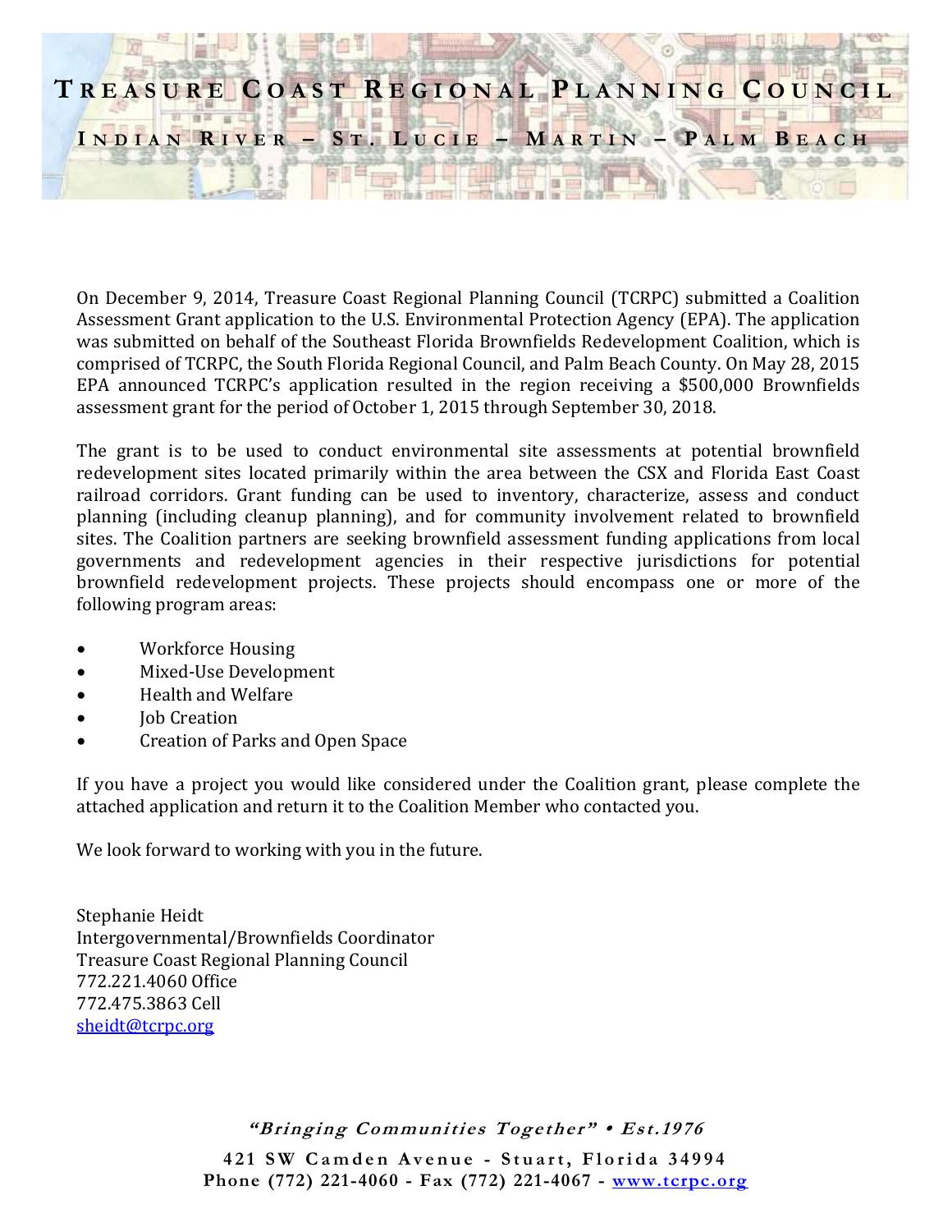# Treasure Coast Regional Planning Council

## Indian River – St. Lucie – Martin – Palm Beach

On December 9, 2014, Treasure Coast Regional Planning Council (TCRPC) submitted a Coalition Assessment Grant application to the U.S. Environmental Protection Agency (EPA). The application was submitted on behalf of the Southeast Florida Brownfields Redevelopment Coalition, which is comprised of TCRPC, the South Florida Regional Council, and Palm Beach County. On May 28, 2015 EPA announced TCRPC's application resulted in the region receiving a $500,000 Brownfields assessment grant for the period of October 1, 2015 through September 30, 2018.

The grant is to be used to conduct environmental site assessments at potential brownfield redevelopment sites located primarily within the area between the CSX and Florida East Coast railroad corridors. Grant funding can be used to inventory, characterize, assess and conduct planning (including cleanup planning), and for community involvement related to brownfield sites. The Coalition partners are seeking brownfield assessment funding applications from local governments and redevelopment agencies in their respective jurisdictions for potential brownfield redevelopment projects. These projects should encompass one or more of the following program areas:

- Workforce Housing
- Mixed-Use Development
- Health and Welfare
- Job Creation
- Creation of Parks and Open Space

If you have a project you would like considered under the Coalition grant, please complete the attached application and return it to the Coalition Member who contacted you.

We look forward to working with you in the future.

Stephanie Heidt  
Intergovernmental/Brownfields Coordinator  
Treasure Coast Regional Planning Council  
772.221.4060 Office  
772.475.3863 Cell  
sheidt@tcrpc.org

*"Bringing Communities Together" • Est.1976*

**421 SW Camden Avenue - Stuart, Florida 34994**  
**Phone (772) 221-4060 - Fax (772) 221-4067 - www.tcrpc.org**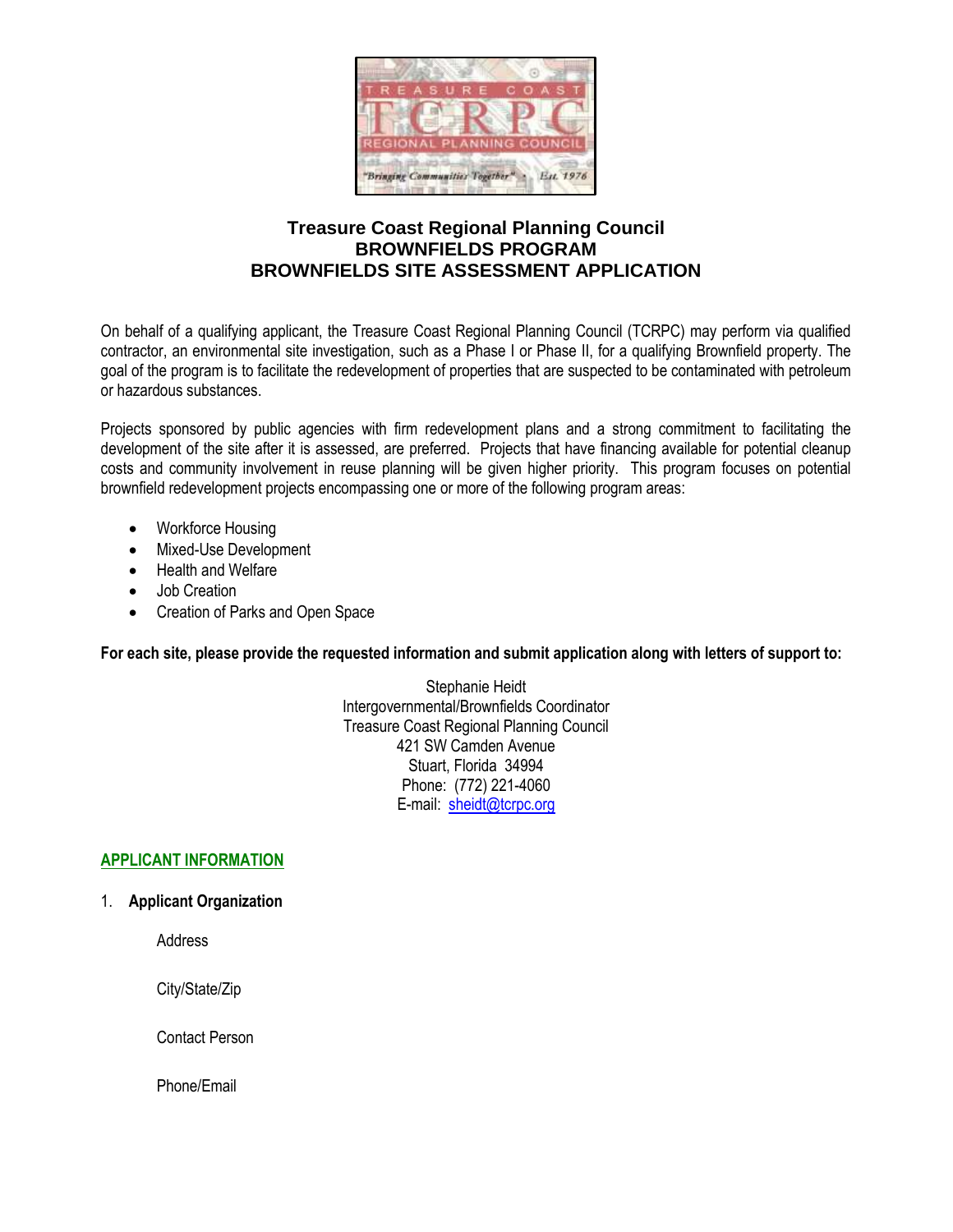# Treasure Coast Regional Planning Council
## BROWNFIELDS PROGRAM
## BROWNFIELDS SITE ASSESSMENT APPLICATION

On behalf of a qualifying applicant, the Treasure Coast Regional Planning Council (TCRPC) may perform via qualified contractor, an environmental site investigation, such as a Phase I or Phase II, for a qualifying Brownfield property. The goal of the program is to facilitate the redevelopment of properties that are suspected to be contaminated with petroleum or hazardous substances.

Projects sponsored by public agencies with firm redevelopment plans and a strong commitment to facilitating the development of the site after it is assessed, are preferred. Projects that have financing available for potential cleanup costs and community involvement in reuse planning will be given higher priority. This program focuses on potential brownfield redevelopment projects encompassing one or more of the following program areas:

- Workforce Housing
- Mixed-Use Development
- Health and Welfare
- Job Creation
- Creation of Parks and Open Space

**For each site, please provide the requested information and submit application along with letters of support to:**

Stephanie Heidt
Intergovernmental/Brownfields Coordinator
Treasure Coast Regional Planning Council
421 SW Camden Avenue
Stuart, Florida 34994
Phone: (772) 221-4060
E-mail: sheidt@tcrpc.org

**APPLICANT INFORMATION**

1. **Applicant Organization**

   Address

   City/State/Zip

   Contact Person

   Phone/Email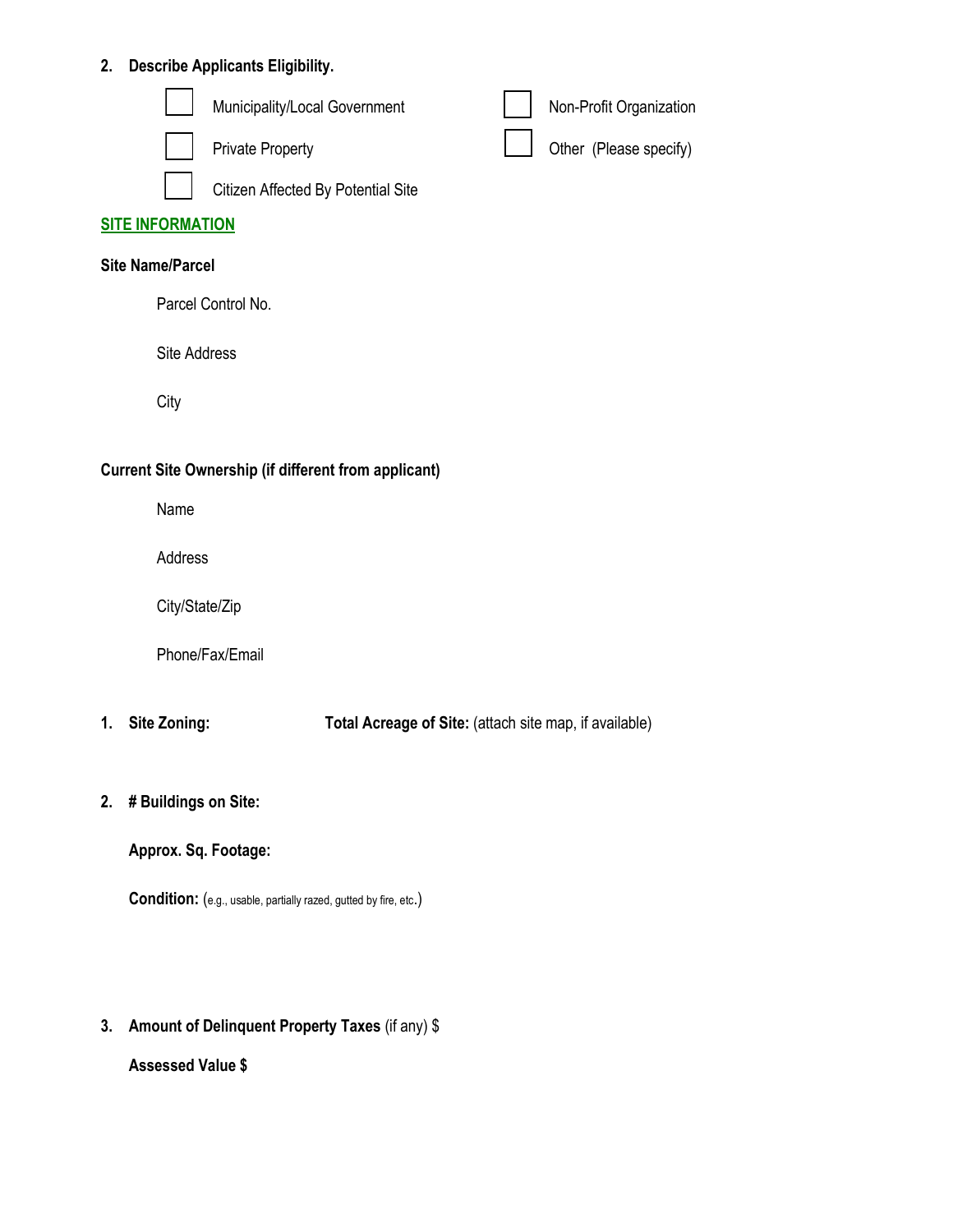**2. Describe Applicants Eligibility.**

- ☐ Municipality/Local Government
- ☐ Non-Profit Organization
- ☐ Private Property
- ☐ Other (Please specify)
- ☐ Citizen Affected By Potential Site

## SITE INFORMATION

**Site Name/Parcel**

Parcel Control No.

Site Address

City

**Current Site Ownership (if different from applicant)**

Name

Address

City/State/Zip

Phone/Fax/Email

**1. Site Zoning:** **Total Acreage of Site:** (attach site map, if available)

**2. # Buildings on Site:**

**Approx. Sq. Footage:**

**Condition:** (e.g., usable, partially razed, gutted by fire, etc.)

**3. Amount of Delinquent Property Taxes** (if any) $

**Assessed Value $**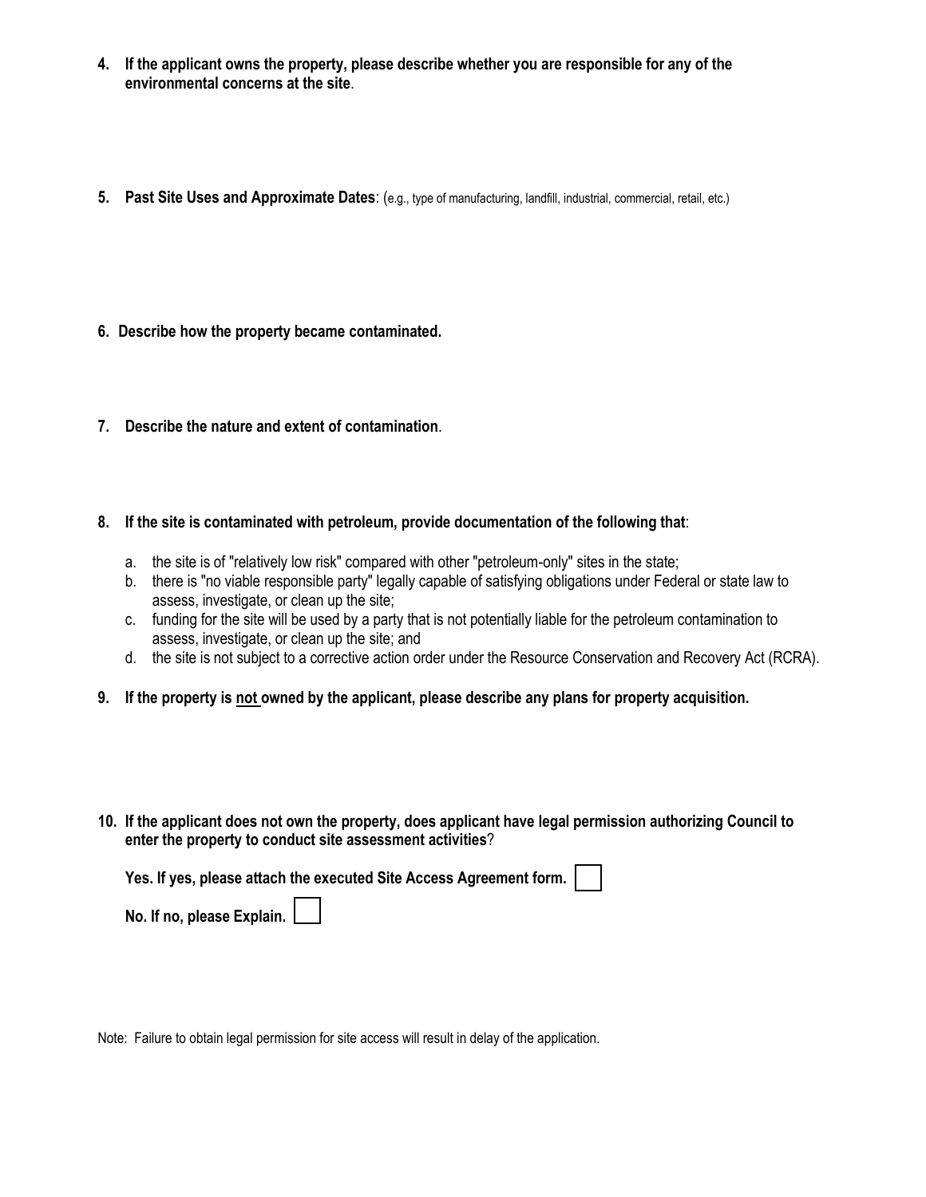4. **If the applicant owns the property, please describe whether you are responsible for any of the environmental concerns at the site**.

5. **Past Site Uses and Approximate Dates**: (e.g., type of manufacturing, landfill, industrial, commercial, retail, etc.)

6. **Describe how the property became contaminated.**

7. **Describe the nature and extent of contamination**.

8. **If the site is contaminated with petroleum, provide documentation of the following that**:

   a. the site is of "relatively low risk" compared with other "petroleum-only" sites in the state;
   b. there is "no viable responsible party" legally capable of satisfying obligations under Federal or state law to assess, investigate, or clean up the site;
   c. funding for the site will be used by a party that is not potentially liable for the petroleum contamination to assess, investigate, or clean up the site; and
   d. the site is not subject to a corrective action order under the Resource Conservation and Recovery Act (RCRA).

9. **If the property is <u>not</u> owned by the applicant, please describe any plans for property acquisition.**

10. **If the applicant does not own the property, does applicant have legal permission authorizing Council to enter the property to conduct site assessment activities**?

    **Yes. If yes, please attach the executed Site Access Agreement form.** ☐

    **No. If no, please Explain.** ☐

Note: Failure to obtain legal permission for site access will result in delay of the application.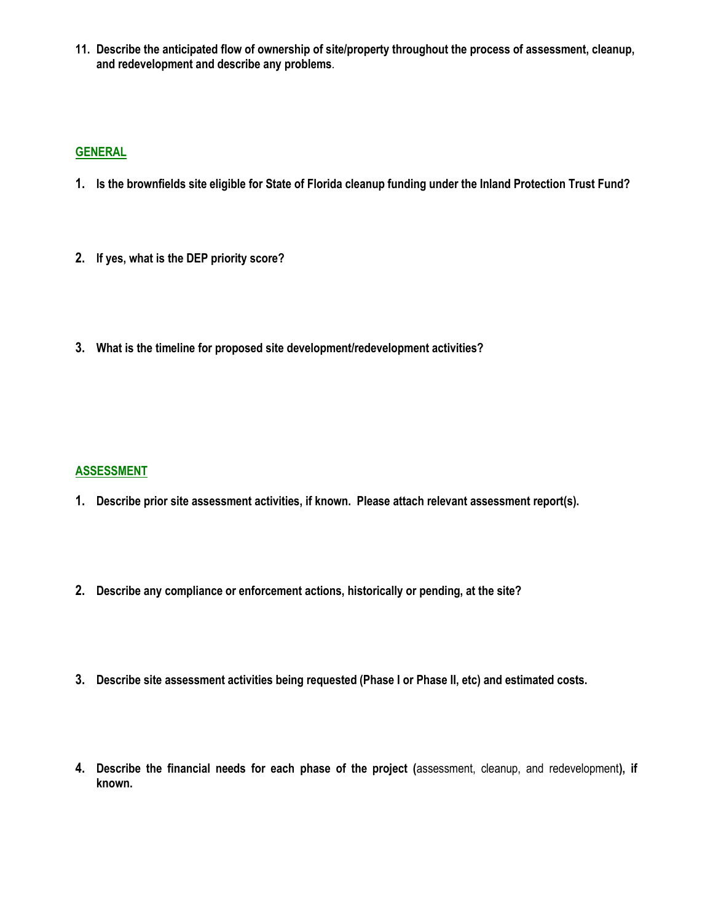**11. Describe the anticipated flow of ownership of site/property throughout the process of assessment, cleanup, and redevelopment and describe any problems**.

## GENERAL

**1. Is the brownfields site eligible for State of Florida cleanup funding under the Inland Protection Trust Fund?**

**2. If yes, what is the DEP priority score?**

**3. What is the timeline for proposed site development/redevelopment activities?**

## ASSESSMENT

**1. Describe prior site assessment activities, if known. Please attach relevant assessment report(s).**

**2. Describe any compliance or enforcement actions, historically or pending, at the site?**

**3. Describe site assessment activities being requested (Phase I or Phase II, etc) and estimated costs.**

**4. Describe the financial needs for each phase of the project (**assessment, cleanup, and redevelopment**), if known.**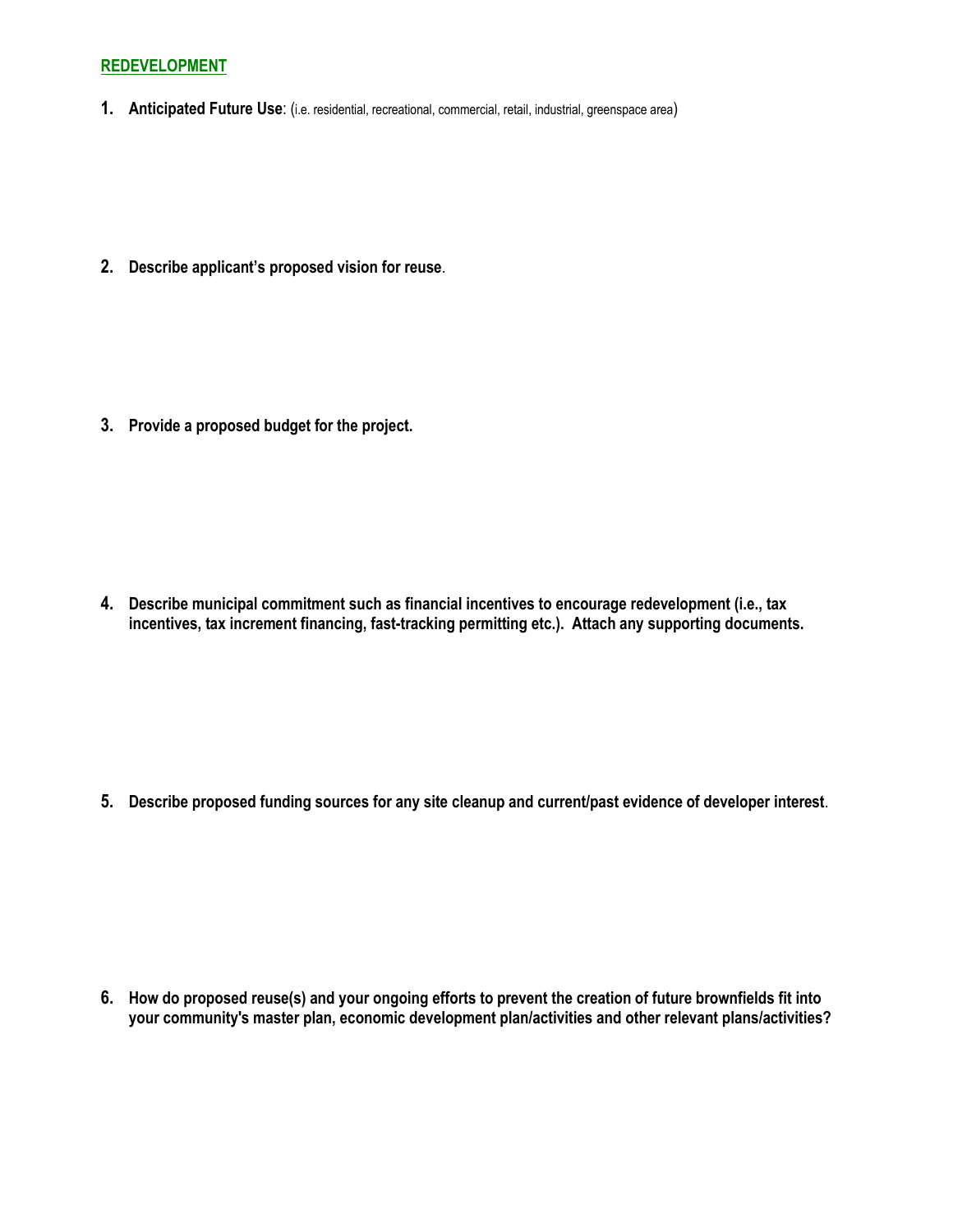## REDEVELOPMENT

1. **Anticipated Future Use**: (i.e. residential, recreational, commercial, retail, industrial, greenspace area)

2. **Describe applicant's proposed vision for reuse**.

3. **Provide a proposed budget for the project.**

4. **Describe municipal commitment such as financial incentives to encourage redevelopment (i.e., tax incentives, tax increment financing, fast-tracking permitting etc.). Attach any supporting documents.**

5. **Describe proposed funding sources for any site cleanup and current/past evidence of developer interest**.

6. **How do proposed reuse(s) and your ongoing efforts to prevent the creation of future brownfields fit into your community's master plan, economic development plan/activities and other relevant plans/activities?**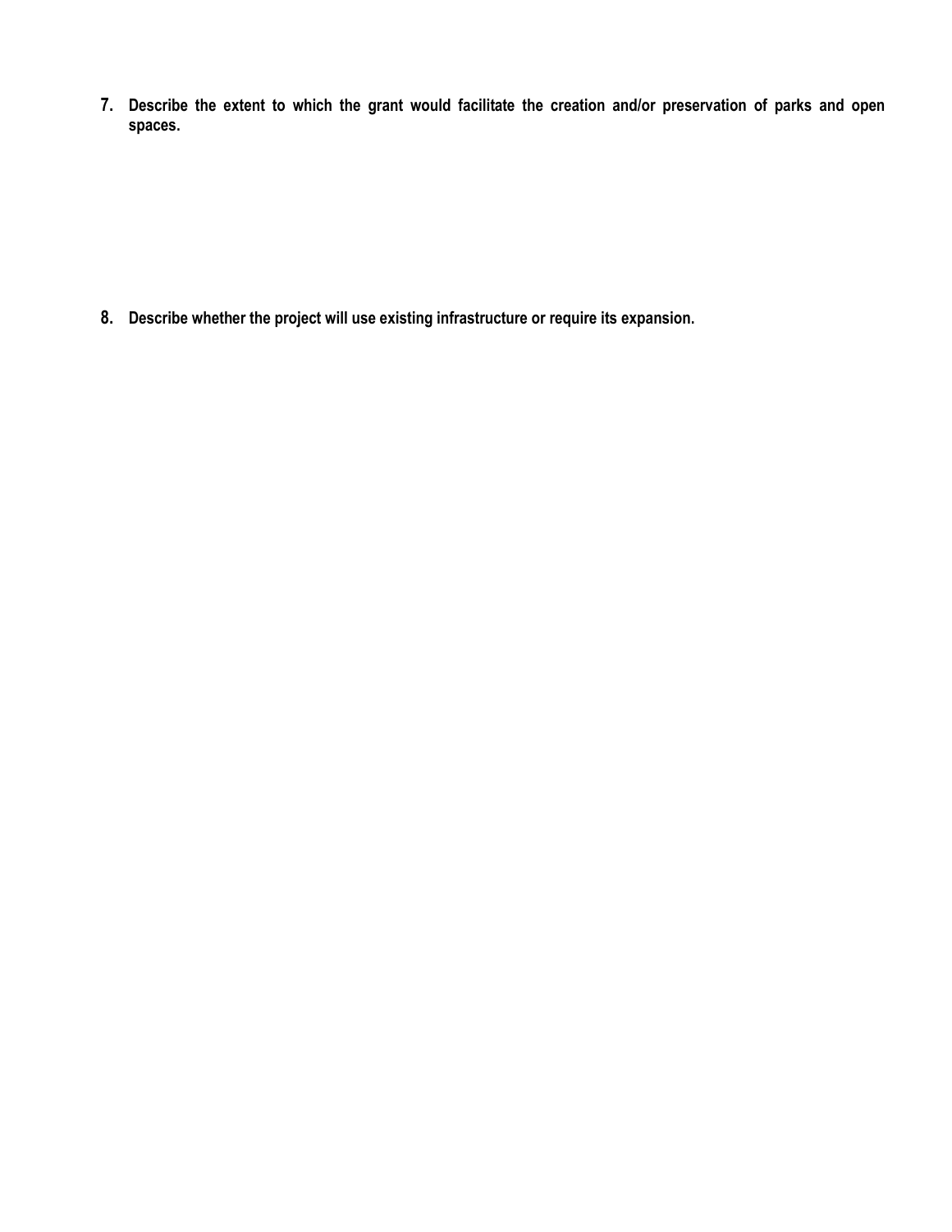7. **Describe the extent to which the grant would facilitate the creation and/or preservation of parks and open spaces.**

8. **Describe whether the project will use existing infrastructure or require its expansion.**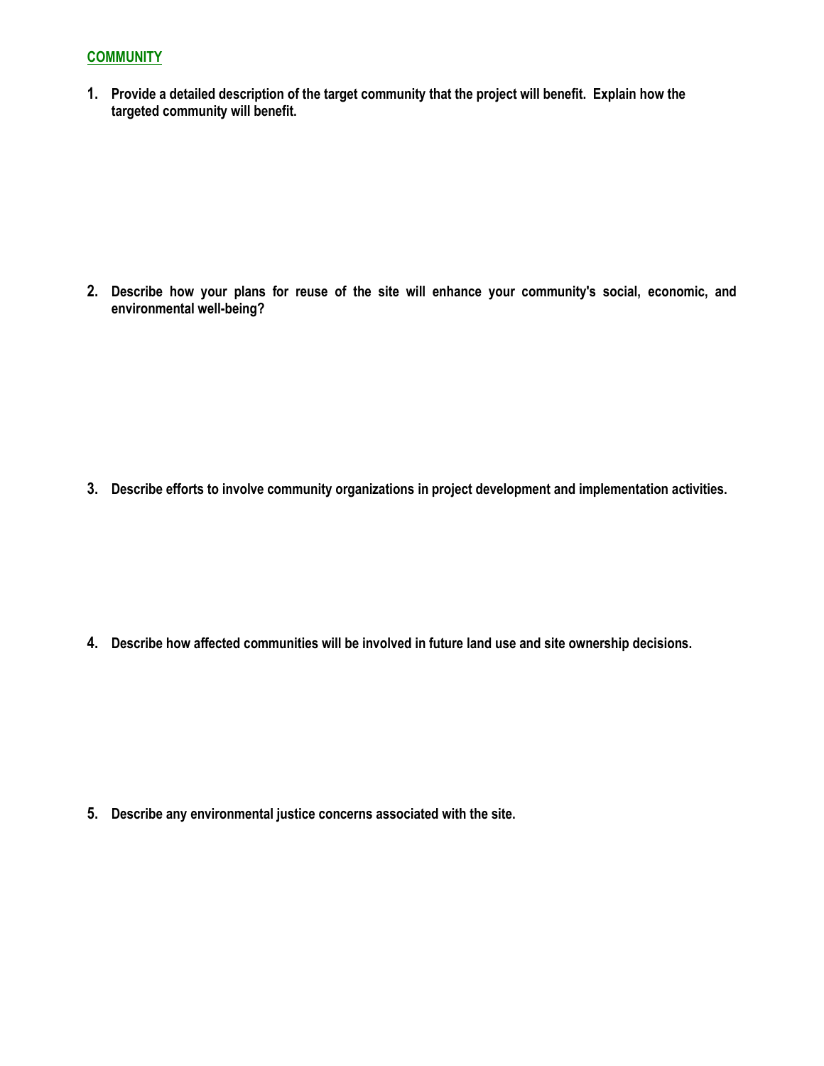## COMMUNITY

1. **Provide a detailed description of the target community that the project will benefit. Explain how the targeted community will benefit.**

2. **Describe how your plans for reuse of the site will enhance your community's social, economic, and environmental well-being?**

3. **Describe efforts to involve community organizations in project development and implementation activities.**

4. **Describe how affected communities will be involved in future land use and site ownership decisions.**

5. **Describe any environmental justice concerns associated with the site.**